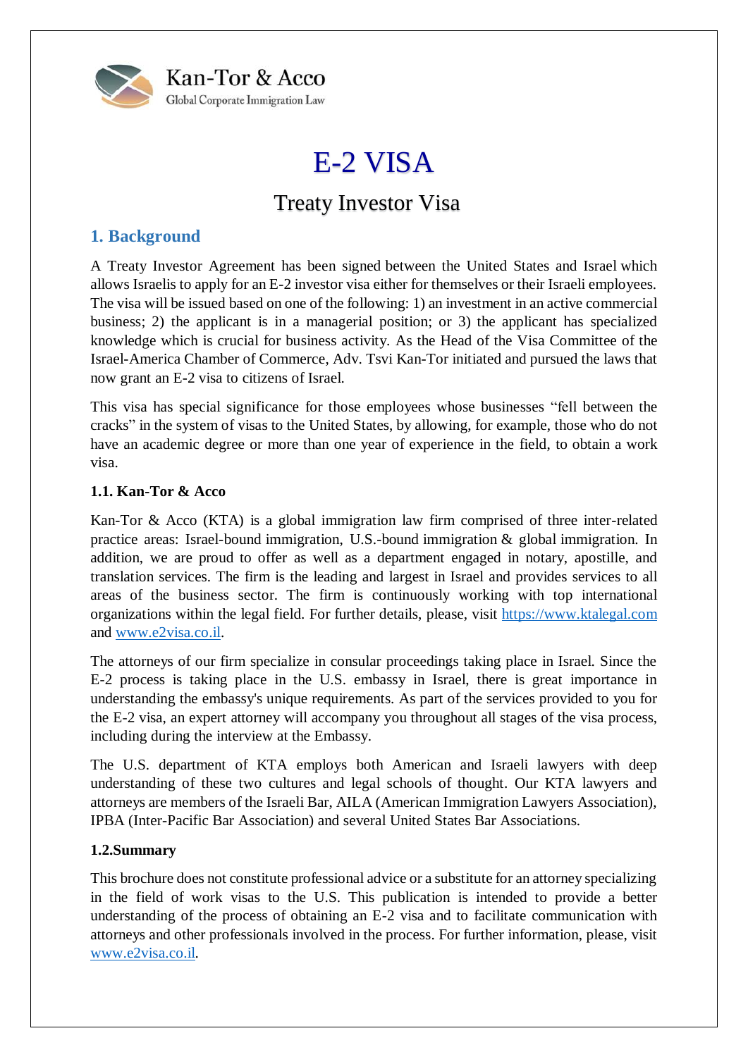Kan-Tor & Acco
Global Corporate Immigration Law

# E-2 VISA

## Treaty Investor Visa

## 1. Background

A Treaty Investor Agreement has been signed between the United States and Israel which allows Israelis to apply for an E-2 investor visa either for themselves or their Israeli employees. The visa will be issued based on one of the following: 1) an investment in an active commercial business; 2) the applicant is in a managerial position; or 3) the applicant has specialized knowledge which is crucial for business activity. As the Head of the Visa Committee of the Israel-America Chamber of Commerce, Adv. Tsvi Kan-Tor initiated and pursued the laws that now grant an E-2 visa to citizens of Israel.

This visa has special significance for those employees whose businesses "fell between the cracks" in the system of visas to the United States, by allowing, for example, those who do not have an academic degree or more than one year of experience in the field, to obtain a work visa.

### 1.1. Kan-Tor & Acco

Kan-Tor & Acco (KTA) is a global immigration law firm comprised of three inter-related practice areas: Israel-bound immigration, U.S.-bound immigration & global immigration. In addition, we are proud to offer as well as a department engaged in notary, apostille, and translation services. The firm is the leading and largest in Israel and provides services to all areas of the business sector. The firm is continuously working with top international organizations within the legal field. For further details, please, visit https://www.ktalegal.com and www.e2visa.co.il.

The attorneys of our firm specialize in consular proceedings taking place in Israel. Since the E-2 process is taking place in the U.S. embassy in Israel, there is great importance in understanding the embassy's unique requirements. As part of the services provided to you for the E-2 visa, an expert attorney will accompany you throughout all stages of the visa process, including during the interview at the Embassy.

The U.S. department of KTA employs both American and Israeli lawyers with deep understanding of these two cultures and legal schools of thought. Our KTA lawyers and attorneys are members of the Israeli Bar, AILA (American Immigration Lawyers Association), IPBA (Inter-Pacific Bar Association) and several United States Bar Associations.

### 1.2.Summary

This brochure does not constitute professional advice or a substitute for an attorney specializing in the field of work visas to the U.S. This publication is intended to provide a better understanding of the process of obtaining an E-2 visa and to facilitate communication with attorneys and other professionals involved in the process. For further information, please, visit www.e2visa.co.il.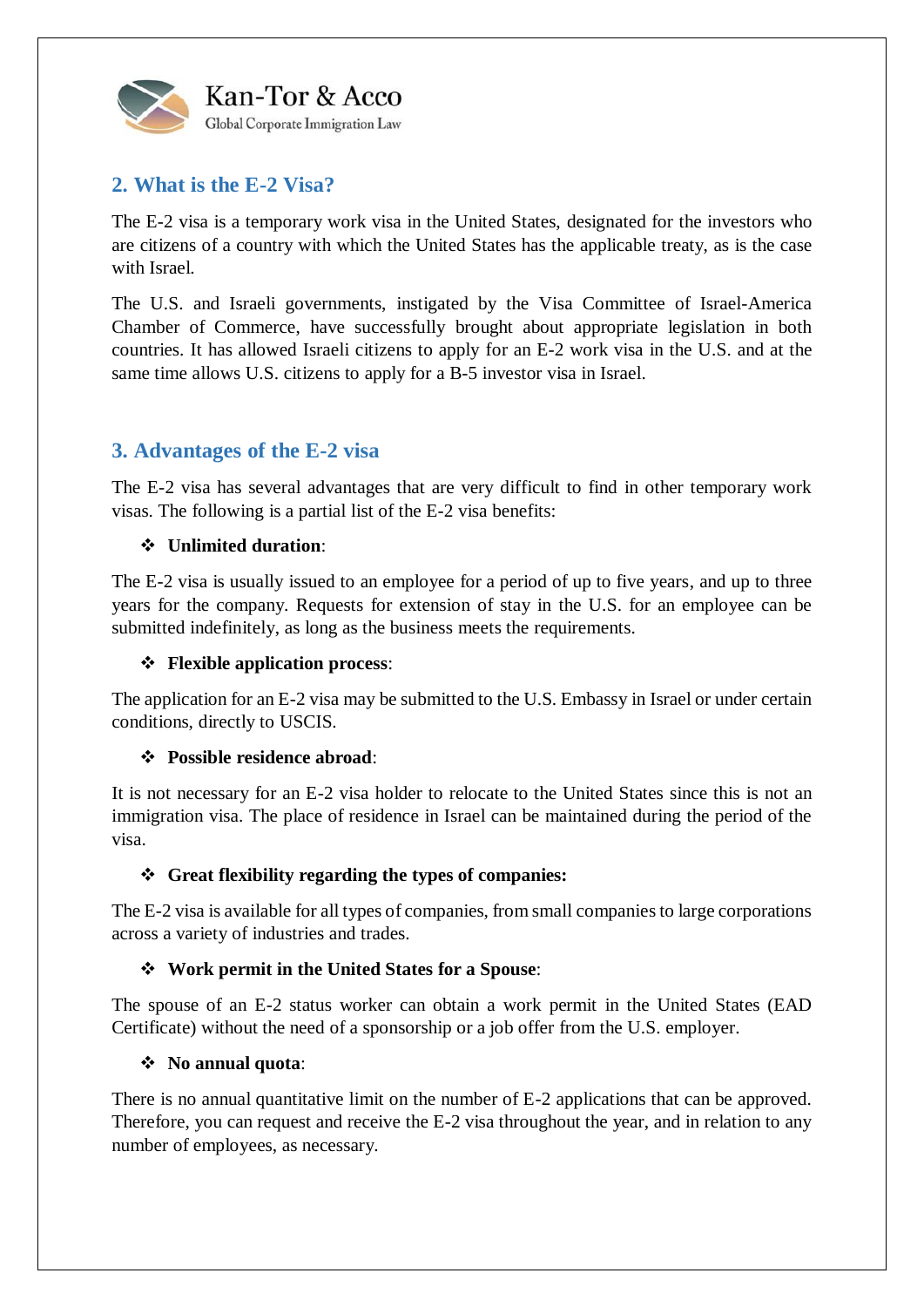## 2. What is the E-2 Visa?

The E-2 visa is a temporary work visa in the United States, designated for the investors who are citizens of a country with which the United States has the applicable treaty, as is the case with Israel.

The U.S. and Israeli governments, instigated by the Visa Committee of Israel-America Chamber of Commerce, have successfully brought about appropriate legislation in both countries. It has allowed Israeli citizens to apply for an E-2 work visa in the U.S. and at the same time allows U.S. citizens to apply for a B-5 investor visa in Israel.

## 3. Advantages of the E-2 visa

The E-2 visa has several advantages that are very difficult to find in other temporary work visas. The following is a partial list of the E-2 visa benefits:

❖ **Unlimited duration**:

The E-2 visa is usually issued to an employee for a period of up to five years, and up to three years for the company. Requests for extension of stay in the U.S. for an employee can be submitted indefinitely, as long as the business meets the requirements.

❖ **Flexible application process**:

The application for an E-2 visa may be submitted to the U.S. Embassy in Israel or under certain conditions, directly to USCIS.

❖ **Possible residence abroad**:

It is not necessary for an E-2 visa holder to relocate to the United States since this is not an immigration visa. The place of residence in Israel can be maintained during the period of the visa.

❖ **Great flexibility regarding the types of companies:**

The E-2 visa is available for all types of companies, from small companies to large corporations across a variety of industries and trades.

❖ **Work permit in the United States for a Spouse**:

The spouse of an E-2 status worker can obtain a work permit in the United States (EAD Certificate) without the need of a sponsorship or a job offer from the U.S. employer.

❖ **No annual quota**:

There is no annual quantitative limit on the number of E-2 applications that can be approved. Therefore, you can request and receive the E-2 visa throughout the year, and in relation to any number of employees, as necessary.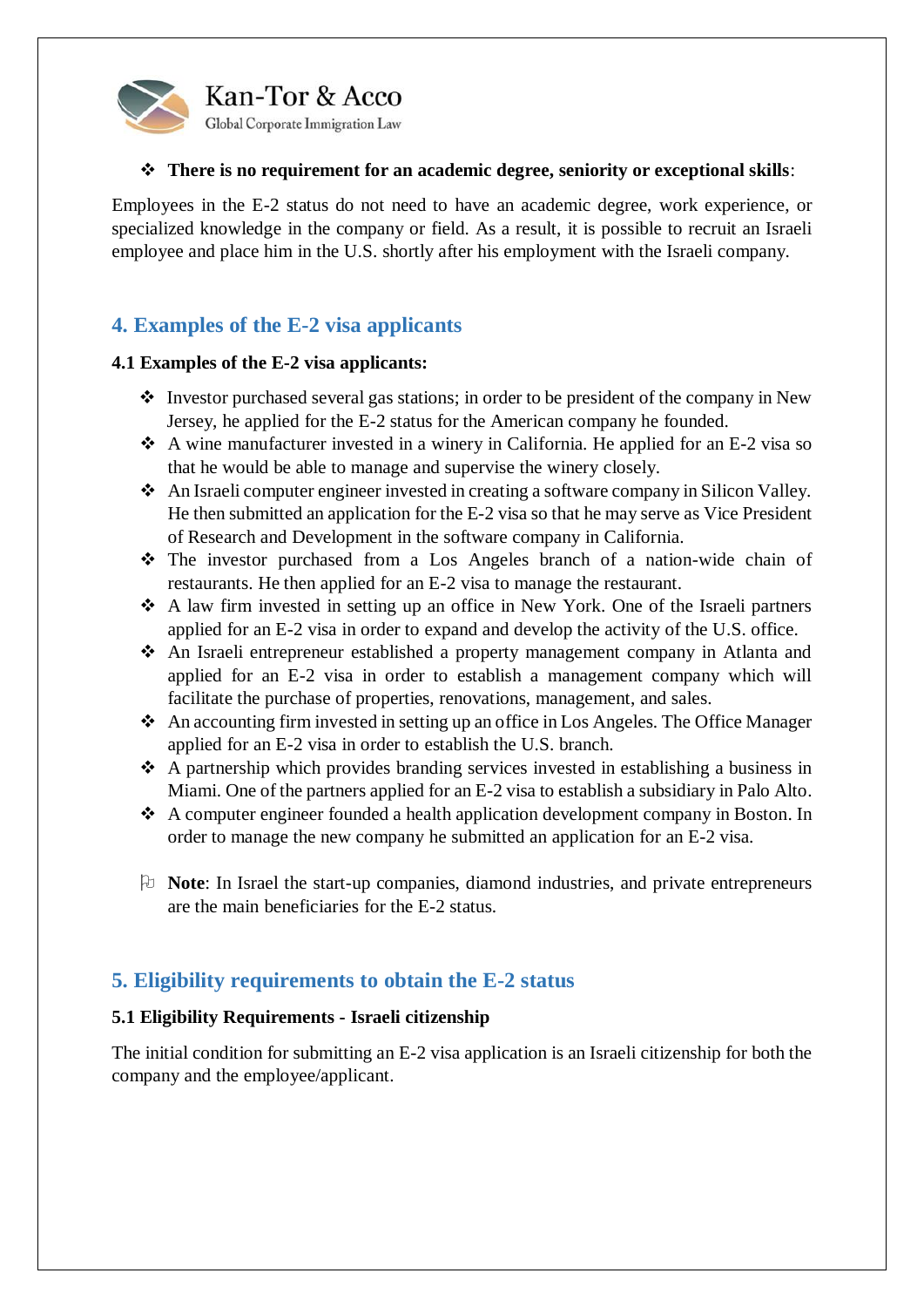- **There is no requirement for an academic degree, seniority or exceptional skills**:

Employees in the E-2 status do not need to have an academic degree, work experience, or specialized knowledge in the company or field. As a result, it is possible to recruit an Israeli employee and place him in the U.S. shortly after his employment with the Israeli company.

## 4. Examples of the E-2 visa applicants

### 4.1 Examples of the E-2 visa applicants:

- Investor purchased several gas stations; in order to be president of the company in New Jersey, he applied for the E-2 status for the American company he founded.
- A wine manufacturer invested in a winery in California. He applied for an E-2 visa so that he would be able to manage and supervise the winery closely.
- An Israeli computer engineer invested in creating a software company in Silicon Valley. He then submitted an application for the E-2 visa so that he may serve as Vice President of Research and Development in the software company in California.
- The investor purchased from a Los Angeles branch of a nation-wide chain of restaurants. He then applied for an E-2 visa to manage the restaurant.
- A law firm invested in setting up an office in New York. One of the Israeli partners applied for an E-2 visa in order to expand and develop the activity of the U.S. office.
- An Israeli entrepreneur established a property management company in Atlanta and applied for an E-2 visa in order to establish a management company which will facilitate the purchase of properties, renovations, management, and sales.
- An accounting firm invested in setting up an office in Los Angeles. The Office Manager applied for an E-2 visa in order to establish the U.S. branch.
- A partnership which provides branding services invested in establishing a business in Miami. One of the partners applied for an E-2 visa to establish a subsidiary in Palo Alto.
- A computer engineer founded a health application development company in Boston. In order to manage the new company he submitted an application for an E-2 visa.

**Note**: In Israel the start-up companies, diamond industries, and private entrepreneurs are the main beneficiaries for the E-2 status.

## 5. Eligibility requirements to obtain the E-2 status

### 5.1 Eligibility Requirements - Israeli citizenship

The initial condition for submitting an E-2 visa application is an Israeli citizenship for both the company and the employee/applicant.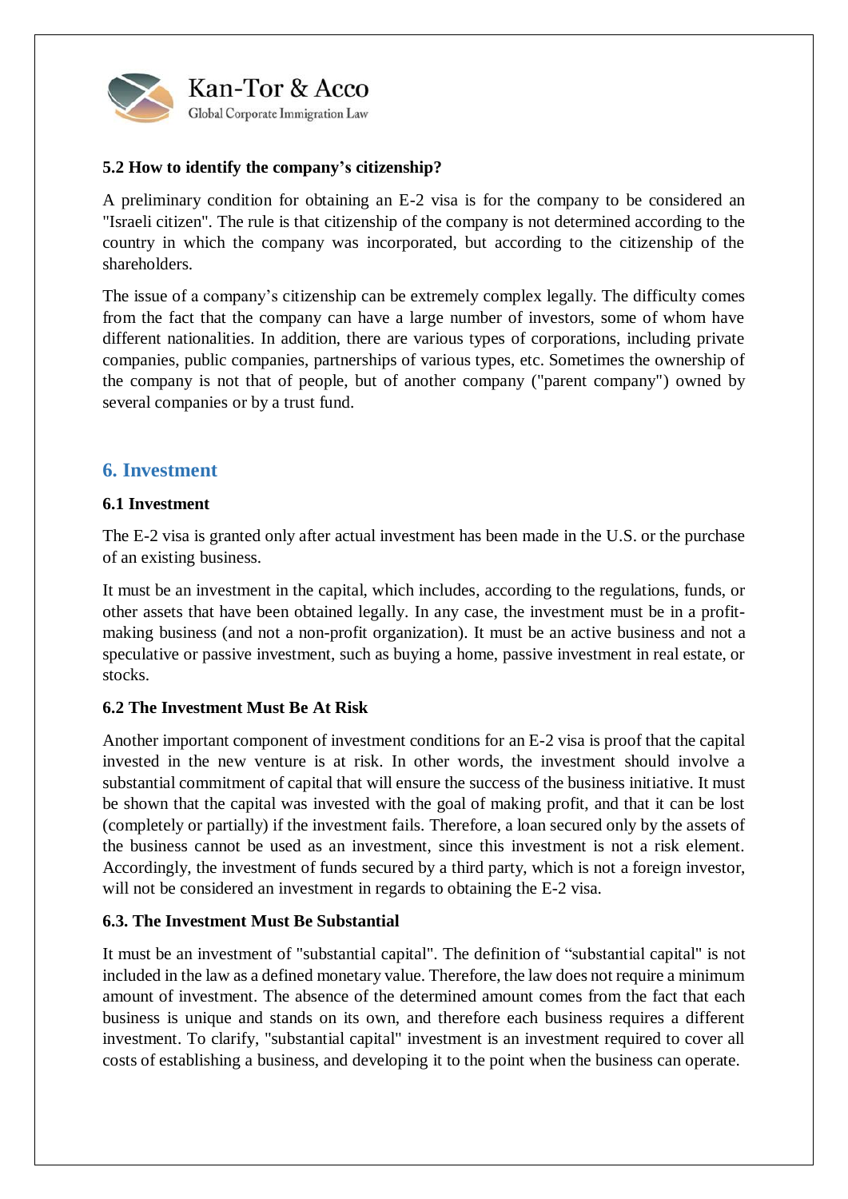### 5.2 How to identify the company's citizenship?

A preliminary condition for obtaining an E-2 visa is for the company to be considered an "Israeli citizen". The rule is that citizenship of the company is not determined according to the country in which the company was incorporated, but according to the citizenship of the shareholders.

The issue of a company's citizenship can be extremely complex legally. The difficulty comes from the fact that the company can have a large number of investors, some of whom have different nationalities. In addition, there are various types of corporations, including private companies, public companies, partnerships of various types, etc. Sometimes the ownership of the company is not that of people, but of another company ("parent company") owned by several companies or by a trust fund.

## 6. Investment

### 6.1 Investment

The E-2 visa is granted only after actual investment has been made in the U.S. or the purchase of an existing business.

It must be an investment in the capital, which includes, according to the regulations, funds, or other assets that have been obtained legally. In any case, the investment must be in a profit-making business (and not a non-profit organization). It must be an active business and not a speculative or passive investment, such as buying a home, passive investment in real estate, or stocks.

### 6.2 The Investment Must Be At Risk

Another important component of investment conditions for an E-2 visa is proof that the capital invested in the new venture is at risk. In other words, the investment should involve a substantial commitment of capital that will ensure the success of the business initiative. It must be shown that the capital was invested with the goal of making profit, and that it can be lost (completely or partially) if the investment fails. Therefore, a loan secured only by the assets of the business cannot be used as an investment, since this investment is not a risk element. Accordingly, the investment of funds secured by a third party, which is not a foreign investor, will not be considered an investment in regards to obtaining the E-2 visa.

### 6.3. The Investment Must Be Substantial

It must be an investment of "substantial capital". The definition of "substantial capital" is not included in the law as a defined monetary value. Therefore, the law does not require a minimum amount of investment. The absence of the determined amount comes from the fact that each business is unique and stands on its own, and therefore each business requires a different investment. To clarify, "substantial capital" investment is an investment required to cover all costs of establishing a business, and developing it to the point when the business can operate.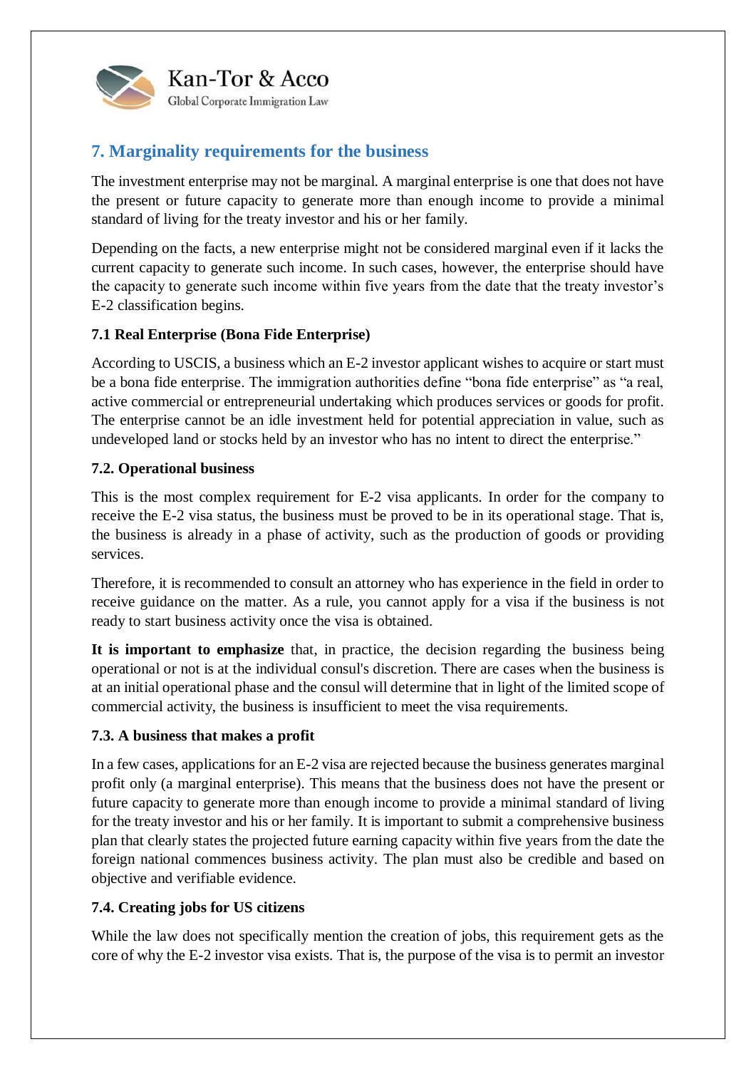## 7. Marginality requirements for the business

The investment enterprise may not be marginal. A marginal enterprise is one that does not have the present or future capacity to generate more than enough income to provide a minimal standard of living for the treaty investor and his or her family.

Depending on the facts, a new enterprise might not be considered marginal even if it lacks the current capacity to generate such income. In such cases, however, the enterprise should have the capacity to generate such income within five years from the date that the treaty investor's E-2 classification begins.

### 7.1 Real Enterprise (Bona Fide Enterprise)

According to USCIS, a business which an E-2 investor applicant wishes to acquire or start must be a bona fide enterprise. The immigration authorities define "bona fide enterprise" as "a real, active commercial or entrepreneurial undertaking which produces services or goods for profit. The enterprise cannot be an idle investment held for potential appreciation in value, such as undeveloped land or stocks held by an investor who has no intent to direct the enterprise."

### 7.2. Operational business

This is the most complex requirement for E-2 visa applicants. In order for the company to receive the E-2 visa status, the business must be proved to be in its operational stage. That is, the business is already in a phase of activity, such as the production of goods or providing services.

Therefore, it is recommended to consult an attorney who has experience in the field in order to receive guidance on the matter. As a rule, you cannot apply for a visa if the business is not ready to start business activity once the visa is obtained.

**It is important to emphasize** that, in practice, the decision regarding the business being operational or not is at the individual consul's discretion. There are cases when the business is at an initial operational phase and the consul will determine that in light of the limited scope of commercial activity, the business is insufficient to meet the visa requirements.

### 7.3. A business that makes a profit

In a few cases, applications for an E-2 visa are rejected because the business generates marginal profit only (a marginal enterprise). This means that the business does not have the present or future capacity to generate more than enough income to provide a minimal standard of living for the treaty investor and his or her family. It is important to submit a comprehensive business plan that clearly states the projected future earning capacity within five years from the date the foreign national commences business activity. The plan must also be credible and based on objective and verifiable evidence.

### 7.4. Creating jobs for US citizens

While the law does not specifically mention the creation of jobs, this requirement gets as the core of why the E-2 investor visa exists. That is, the purpose of the visa is to permit an investor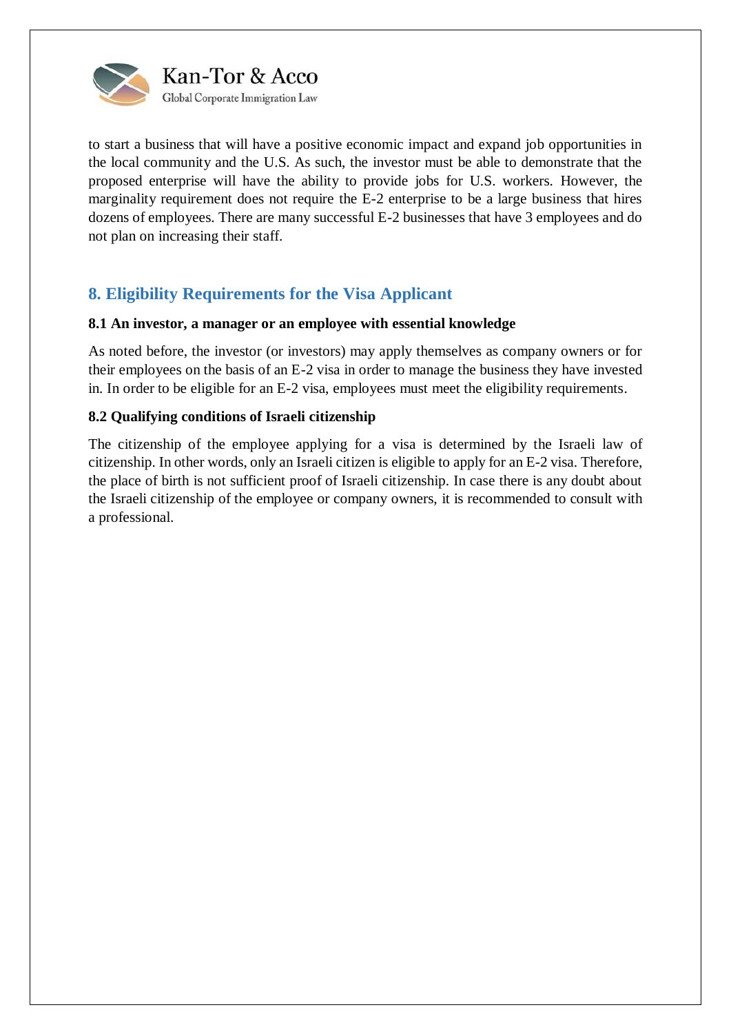to start a business that will have a positive economic impact and expand job opportunities in the local community and the U.S. As such, the investor must be able to demonstrate that the proposed enterprise will have the ability to provide jobs for U.S. workers. However, the marginality requirement does not require the E-2 enterprise to be a large business that hires dozens of employees. There are many successful E-2 businesses that have 3 employees and do not plan on increasing their staff.

## 8. Eligibility Requirements for the Visa Applicant

### 8.1 An investor, a manager or an employee with essential knowledge

As noted before, the investor (or investors) may apply themselves as company owners or for their employees on the basis of an E-2 visa in order to manage the business they have invested in. In order to be eligible for an E-2 visa, employees must meet the eligibility requirements.

### 8.2 Qualifying conditions of Israeli citizenship

The citizenship of the employee applying for a visa is determined by the Israeli law of citizenship. In other words, only an Israeli citizen is eligible to apply for an E-2 visa. Therefore, the place of birth is not sufficient proof of Israeli citizenship. In case there is any doubt about the Israeli citizenship of the employee or company owners, it is recommended to consult with a professional.